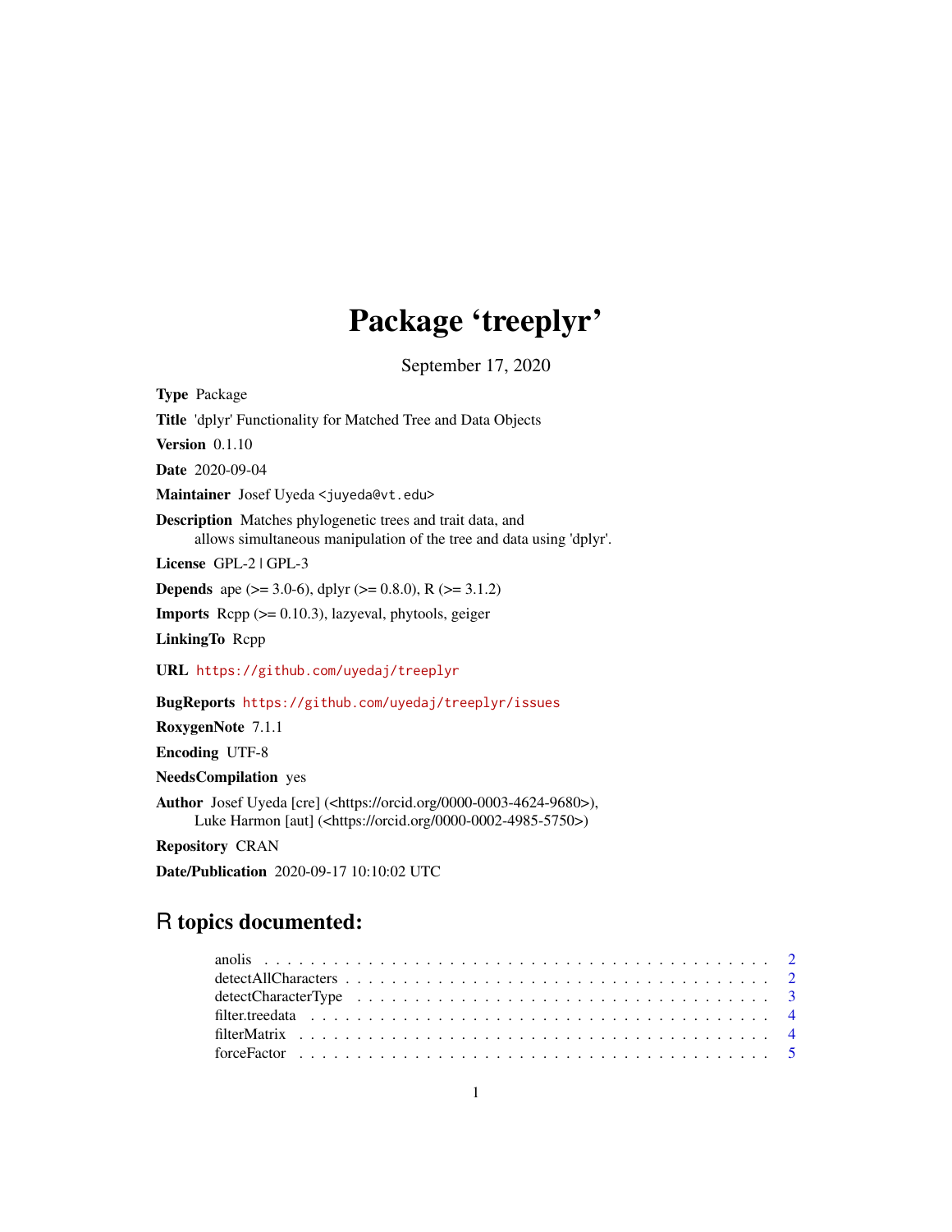# Package 'treeplyr'

September 17, 2020

**Type** Package

**Title** 'dplyr' Functionality for Matched Tree and Data Objects

**Version** 0.1.10

**Date** 2020-09-04

**Maintainer** Josef Uyeda <juyeda@vt.edu>

**Description** Matches phylogenetic trees and trait data, and
allows simultaneous manipulation of the tree and data using 'dplyr'.

**License** GPL-2 | GPL-3

**Depends** ape (>= 3.0-6), dplyr (>= 0.8.0), R (>= 3.1.2)

**Imports** Rcpp (>= 0.10.3), lazyeval, phytools, geiger

**LinkingTo** Rcpp

**URL** https://github.com/uyedaj/treeplyr

**BugReports** https://github.com/uyedaj/treeplyr/issues

**RoxygenNote** 7.1.1

**Encoding** UTF-8

**NeedsCompilation** yes

**Author** Josef Uyeda [cre] (<https://orcid.org/0000-0003-4624-9680>),
Luke Harmon [aut] (<https://orcid.org/0000-0002-4985-5750>)

**Repository** CRAN

**Date/Publication** 2020-09-17 10:10:02 UTC

## R topics documented:

- anolis . . . . . . . . . . . . . . . . . . . . . . . . . . . . . . . . . . . . . . . . . . . 2
- detectAllCharacters . . . . . . . . . . . . . . . . . . . . . . . . . . . . . . . . . . . . 2
- detectCharacterType . . . . . . . . . . . . . . . . . . . . . . . . . . . . . . . . . . . . 3
- filter.treedata . . . . . . . . . . . . . . . . . . . . . . . . . . . . . . . . . . . . . . . 4
- filterMatrix . . . . . . . . . . . . . . . . . . . . . . . . . . . . . . . . . . . . . . . . 4
- forceFactor . . . . . . . . . . . . . . . . . . . . . . . . . . . . . . . . . . . . . . . . 5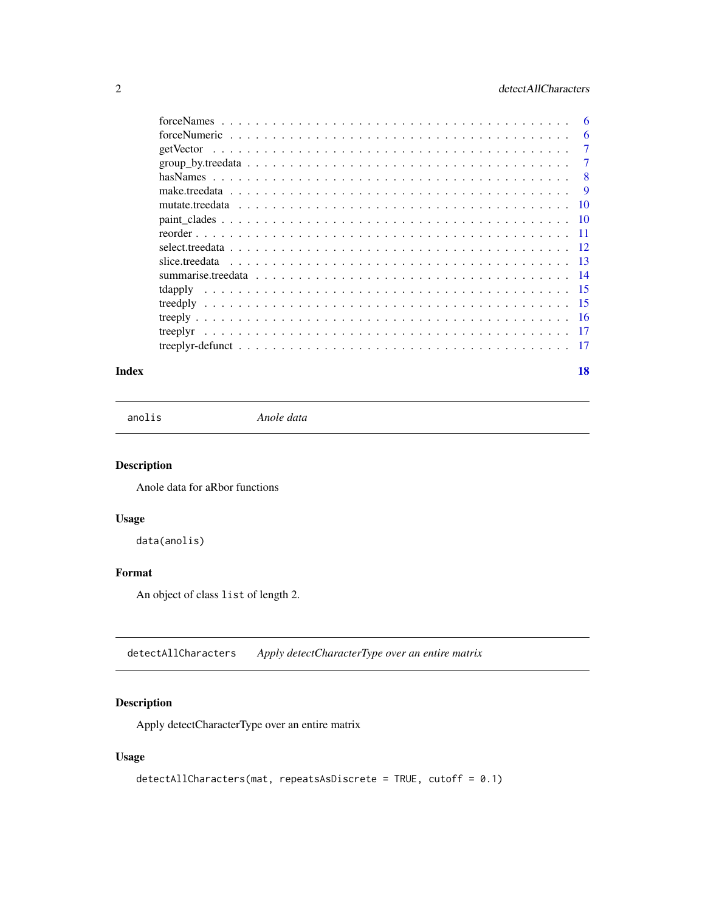forceNames . . . . . . . . . . . . . . . . . . . . . . . . . . . . . . . . . . . . . . . 6
forceNumeric . . . . . . . . . . . . . . . . . . . . . . . . . . . . . . . . . . . . . . 6
getVector . . . . . . . . . . . . . . . . . . . . . . . . . . . . . . . . . . . . . . . 7
group_by.treedata . . . . . . . . . . . . . . . . . . . . . . . . . . . . . . . . . . 7
hasNames . . . . . . . . . . . . . . . . . . . . . . . . . . . . . . . . . . . . . . . 8
make.treedata . . . . . . . . . . . . . . . . . . . . . . . . . . . . . . . . . . . . . 9
mutate.treedata . . . . . . . . . . . . . . . . . . . . . . . . . . . . . . . . . . . 10
paint_clades . . . . . . . . . . . . . . . . . . . . . . . . . . . . . . . . . . . . . 10
reorder . . . . . . . . . . . . . . . . . . . . . . . . . . . . . . . . . . . . . . . . 11
select.treedata . . . . . . . . . . . . . . . . . . . . . . . . . . . . . . . . . . . 12
slice.treedata . . . . . . . . . . . . . . . . . . . . . . . . . . . . . . . . . . . . 13
summarise.treedata . . . . . . . . . . . . . . . . . . . . . . . . . . . . . . . . . 14
tdapply . . . . . . . . . . . . . . . . . . . . . . . . . . . . . . . . . . . . . . . . 15
treedply . . . . . . . . . . . . . . . . . . . . . . . . . . . . . . . . . . . . . . . 15
treeply . . . . . . . . . . . . . . . . . . . . . . . . . . . . . . . . . . . . . . . . 16
treeplyr . . . . . . . . . . . . . . . . . . . . . . . . . . . . . . . . . . . . . . . 17
treeplyr-defunct . . . . . . . . . . . . . . . . . . . . . . . . . . . . . . . . . . 17

**Index** **18**

---

## anolis — *Anole data*

---

### Description

Anole data for aRbor functions

### Usage

```
data(anolis)
```

### Format

An object of class `list` of length 2.

---

## detectAllCharacters — *Apply detectCharacterType over an entire matrix*

---

### Description

Apply detectCharacterType over an entire matrix

### Usage

```
detectAllCharacters(mat, repeatsAsDiscrete = TRUE, cutoff = 0.1)
```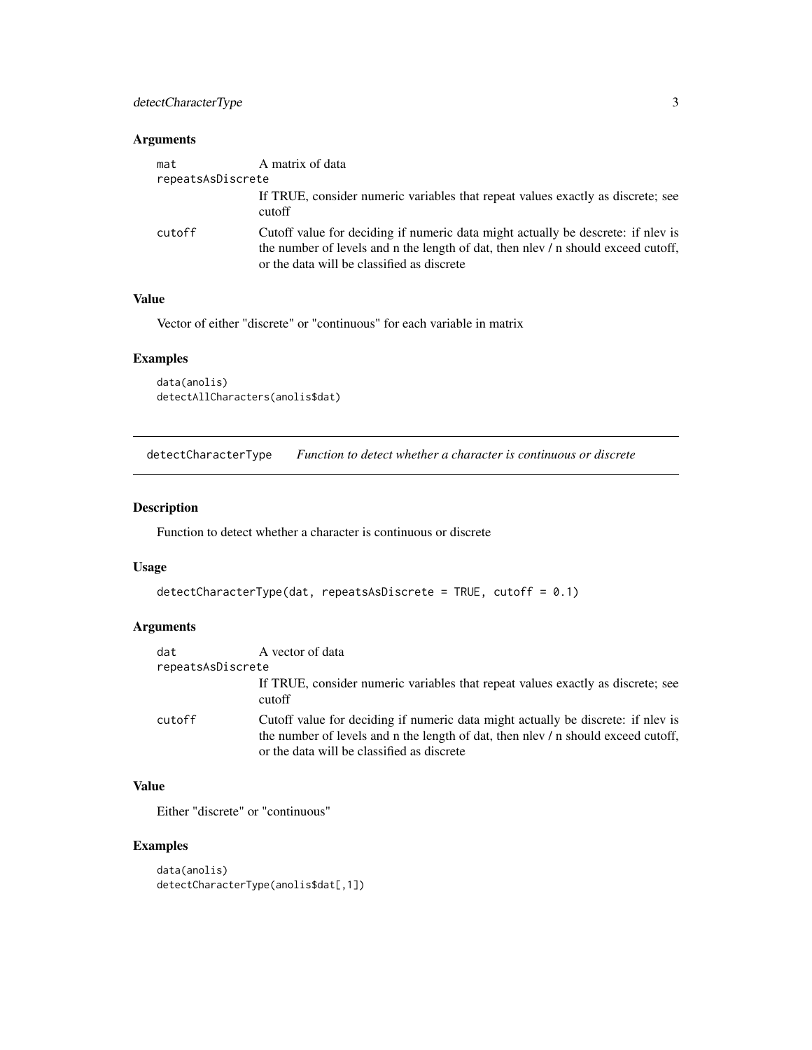### Arguments

| | |
|---|---|
| mat | A matrix of data |
| repeatsAsDiscrete | If TRUE, consider numeric variables that repeat values exactly as discrete; see cutoff |
| cutoff | Cutoff value for deciding if numeric data might actually be descrete: if nlev is the number of levels and n the length of dat, then nlev / n should exceed cutoff, or the data will be classified as discrete |

### Value

Vector of either "discrete" or "continuous" for each variable in matrix

### Examples

```
data(anolis)
detectAllCharacters(anolis$dat)
```

---

## detectCharacterType *Function to detect whether a character is continuous or discrete*

---

### Description

Function to detect whether a character is continuous or discrete

### Usage

```
detectCharacterType(dat, repeatsAsDiscrete = TRUE, cutoff = 0.1)
```

### Arguments

| | |
|---|---|
| dat | A vector of data |
| repeatsAsDiscrete | If TRUE, consider numeric variables that repeat values exactly as discrete; see cutoff |
| cutoff | Cutoff value for deciding if numeric data might actually be descrete: if nlev is the number of levels and n the length of dat, then nlev / n should exceed cutoff, or the data will be classified as discrete |

### Value

Either "discrete" or "continuous"

### Examples

```
data(anolis)
detectCharacterType(anolis$dat[,1])
```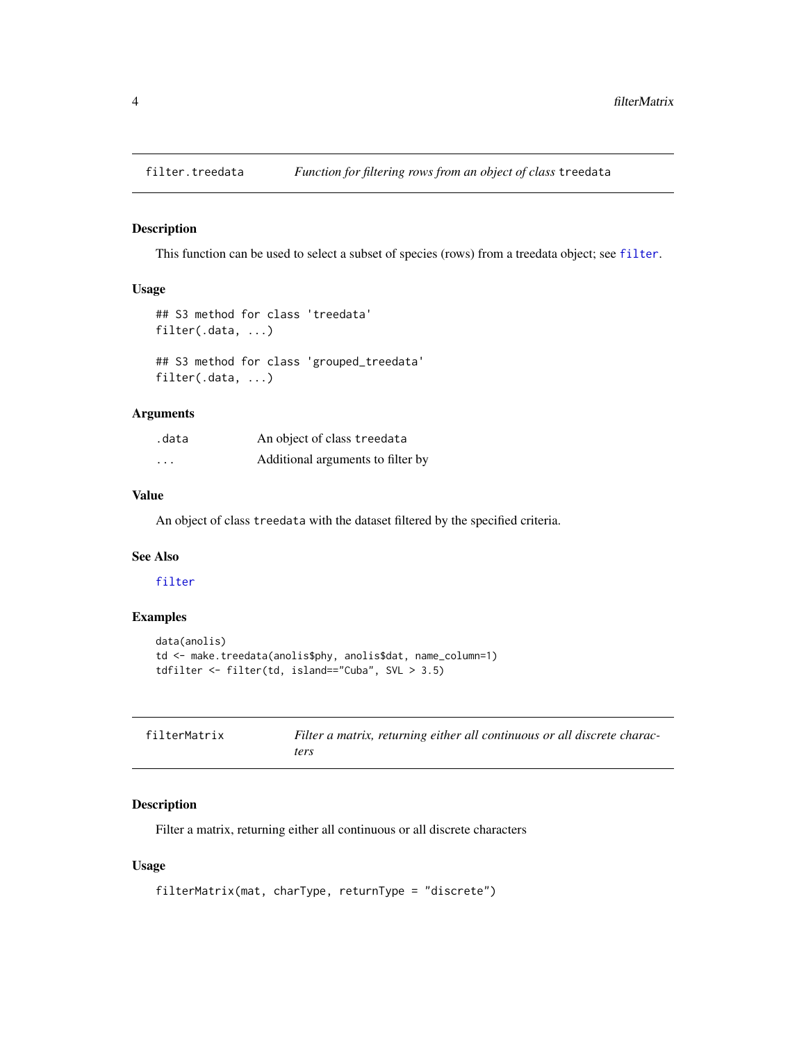## filter.treedata — *Function for filtering rows from an object of class* `treedata`

### Description

This function can be used to select a subset of species (rows) from a treedata object; see `filter`.

### Usage

```
## S3 method for class 'treedata'
filter(.data, ...)

## S3 method for class 'grouped_treedata'
filter(.data, ...)
```

### Arguments

| | |
|---|---|
| `.data` | An object of class `treedata` |
| `...` | Additional arguments to filter by |

### Value

An object of class `treedata` with the dataset filtered by the specified criteria.

### See Also

`filter`

### Examples

```
data(anolis)
td <- make.treedata(anolis$phy, anolis$dat, name_column=1)
tdfilter <- filter(td, island=="Cuba", SVL > 3.5)
```

## filterMatrix — *Filter a matrix, returning either all continuous or all discrete characters*

### Description

Filter a matrix, returning either all continuous or all discrete characters

### Usage

```
filterMatrix(mat, charType, returnType = "discrete")
```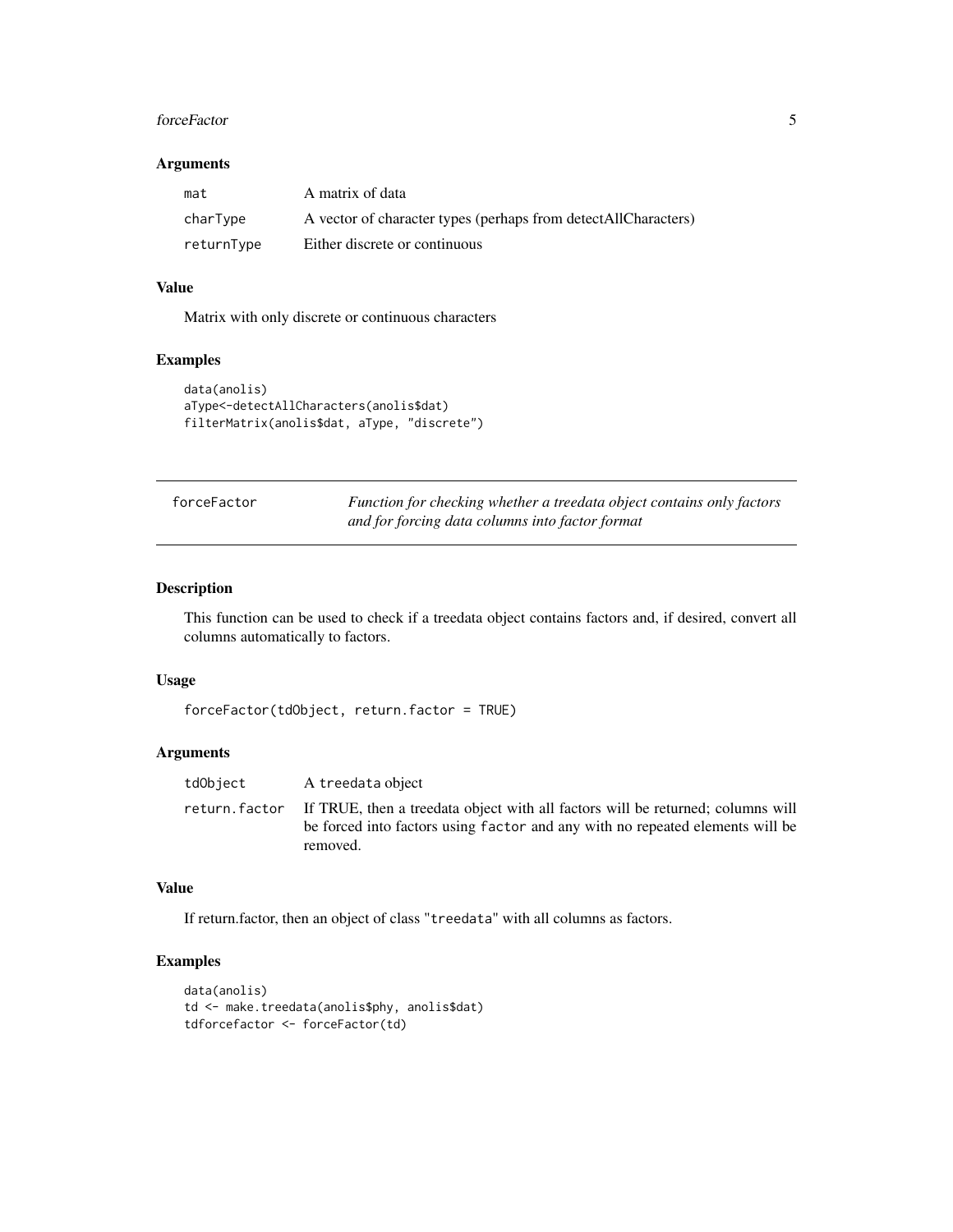### Arguments

| | |
|---|---|
| `mat` | A matrix of data |
| `charType` | A vector of character types (perhaps from detectAllCharacters) |
| `returnType` | Either discrete or continuous |

### Value

Matrix with only discrete or continuous characters

### Examples

```
data(anolis)
aType<-detectAllCharacters(anolis$dat)
filterMatrix(anolis$dat, aType, "discrete")
```

---

## forceFactor — *Function for checking whether a treedata object contains only factors and for forcing data columns into factor format*

---

### Description

This function can be used to check if a treedata object contains factors and, if desired, convert all columns automatically to factors.

### Usage

```
forceFactor(tdObject, return.factor = TRUE)
```

### Arguments

| | |
|---|---|
| `tdObject` | A `treedata` object |
| `return.factor` | If TRUE, then a treedata object with all factors will be returned; columns will be forced into factors using `factor` and any with no repeated elements will be removed. |

### Value

If return.factor, then an object of class "`treedata`" with all columns as factors.

### Examples

```
data(anolis)
td <- make.treedata(anolis$phy, anolis$dat)
tdforcefactor <- forceFactor(td)
```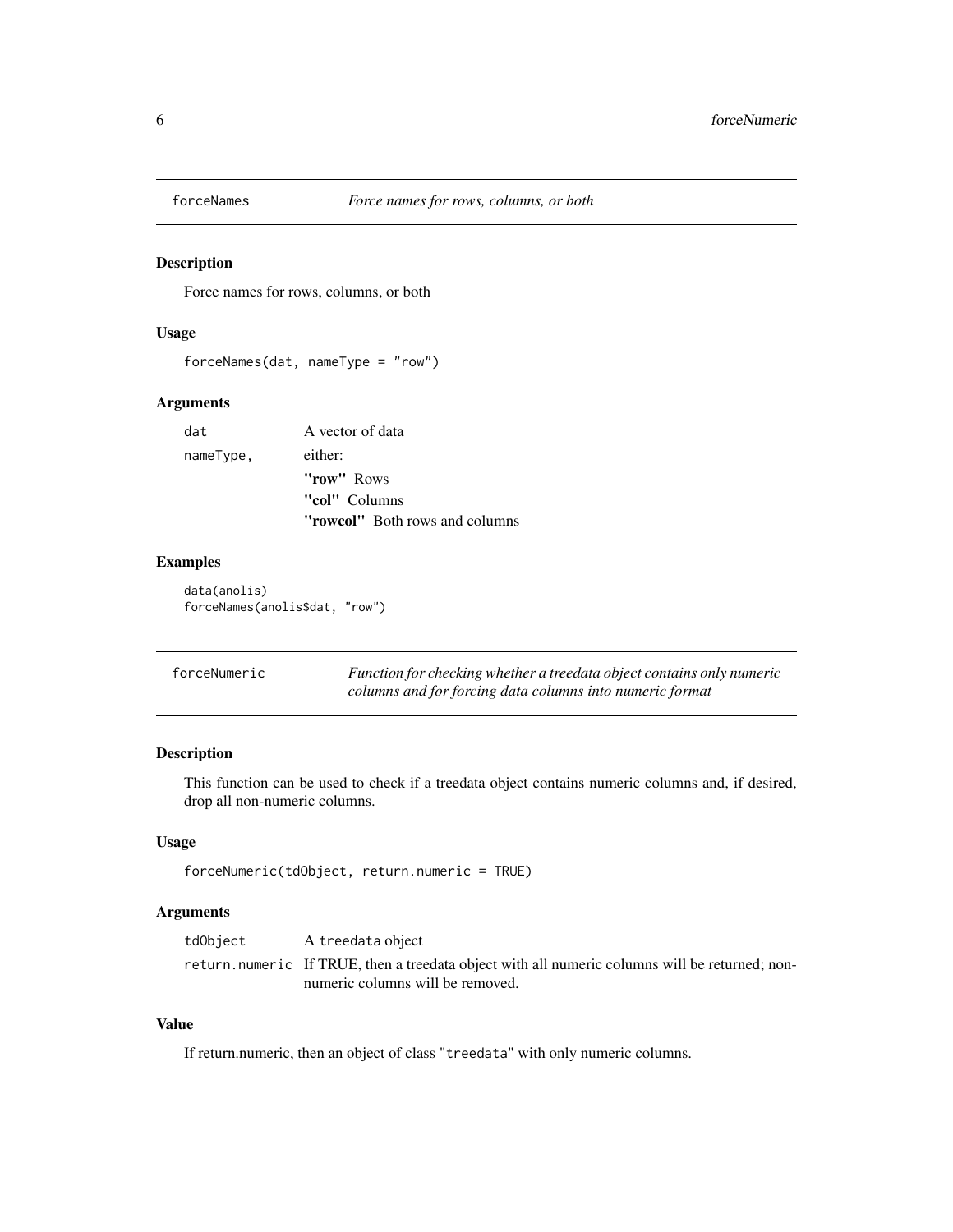## forceNames — *Force names for rows, columns, or both*

### Description

Force names for rows, columns, or both

### Usage

```
forceNames(dat, nameType = "row")
```

### Arguments

| | |
|---|---|
| `dat` | A vector of data |
| `nameType,` | either: **"row"** Rows; **"col"** Columns; **"rowcol"** Both rows and columns |

### Examples

```
data(anolis)
forceNames(anolis$dat, "row")
```

## forceNumeric — *Function for checking whether a treedata object contains only numeric columns and for forcing data columns into numeric format*

### Description

This function can be used to check if a treedata object contains numeric columns and, if desired, drop all non-numeric columns.

### Usage

```
forceNumeric(tdObject, return.numeric = TRUE)
```

### Arguments

| | |
|---|---|
| `tdObject` | A `treedata` object |
| `return.numeric` | If TRUE, then a treedata object with all numeric columns will be returned; non-numeric columns will be removed. |

### Value

If return.numeric, then an object of class "`treedata`" with only numeric columns.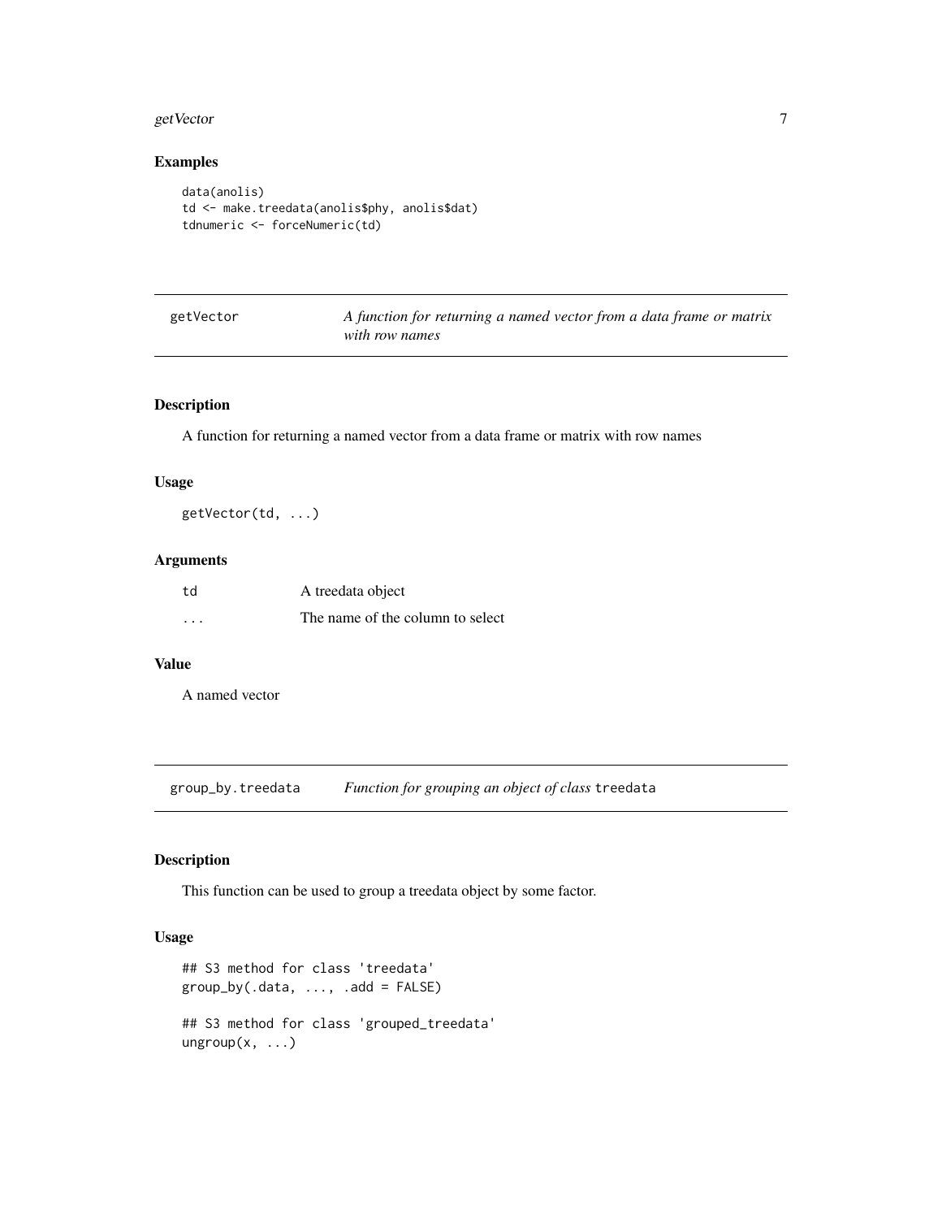## Examples

```
data(anolis)
td <- make.treedata(anolis$phy, anolis$dat)
tdnumeric <- forceNumeric(td)
```

---

| getVector | *A function for returning a named vector from a data frame or matrix with row names* |
|---|---|

---

### Description

A function for returning a named vector from a data frame or matrix with row names

### Usage

```
getVector(td, ...)
```

### Arguments

| | |
|---|---|
| td | A treedata object |
| ... | The name of the column to select |

### Value

A named vector

---

| group_by.treedata | *Function for grouping an object of class* `treedata` |
|---|---|

---

### Description

This function can be used to group a treedata object by some factor.

### Usage

```
## S3 method for class 'treedata'
group_by(.data, ..., .add = FALSE)

## S3 method for class 'grouped_treedata'
ungroup(x, ...)
```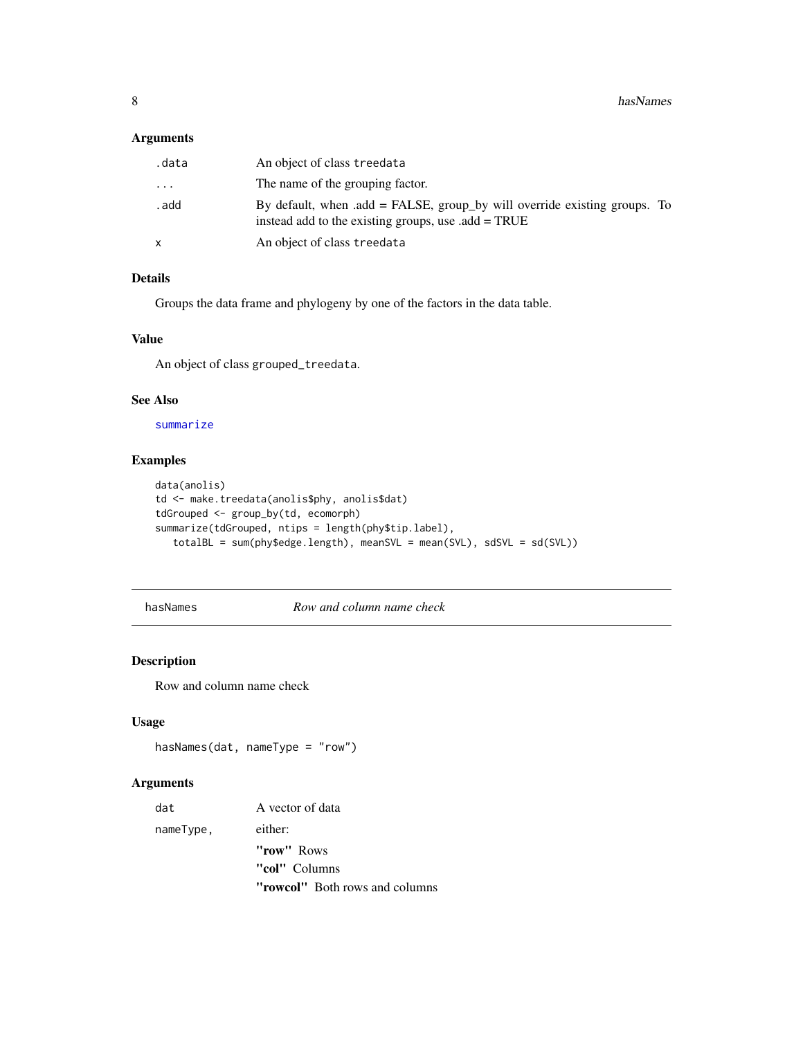### Arguments

| | |
|---|---|
| `.data` | An object of class `treedata` |
| `...` | The name of the grouping factor. |
| `.add` | By default, when .add = FALSE, group_by will override existing groups. To instead add to the existing groups, use .add = TRUE |
| `x` | An object of class `treedata` |

### Details

Groups the data frame and phylogeny by one of the factors in the data table.

### Value

An object of class `grouped_treedata`.

### See Also

summarize

### Examples

```
data(anolis)
td <- make.treedata(anolis$phy, anolis$dat)
tdGrouped <- group_by(td, ecomorph)
summarize(tdGrouped, ntips = length(phy$tip.label),
   totalBL = sum(phy$edge.length), meanSVL = mean(SVL), sdSVL = sd(SVL))
```

---

## `hasNames` — *Row and column name check*

### Description

Row and column name check

### Usage

```
hasNames(dat, nameType = "row")
```

### Arguments

| | |
|---|---|
| `dat` | A vector of data |
| `nameType,` | either: **"row"** Rows; **"col"** Columns; **"rowcol"** Both rows and columns |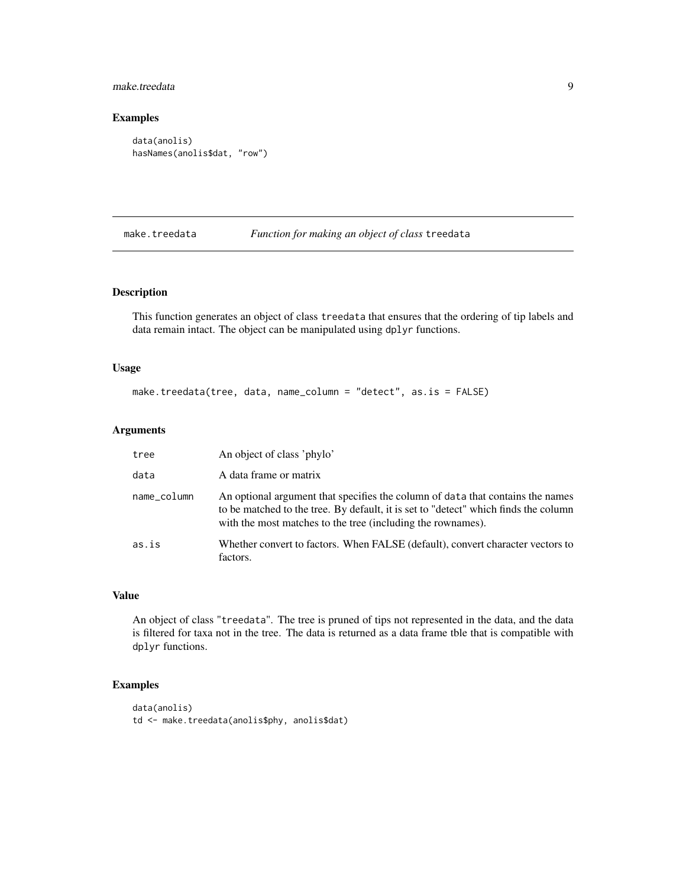## Examples

```
data(anolis)
hasNames(anolis$dat, "row")
```

---

## make.treedata *Function for making an object of class* treedata

### Description

This function generates an object of class treedata that ensures that the ordering of tip labels and data remain intact. The object can be manipulated using dplyr functions.

### Usage

```
make.treedata(tree, data, name_column = "detect", as.is = FALSE)
```

### Arguments

| | |
|---|---|
| tree | An object of class 'phylo' |
| data | A data frame or matrix |
| name_column | An optional argument that specifies the column of data that contains the names to be matched to the tree. By default, it is set to "detect" which finds the column with the most matches to the tree (including the rownames). |
| as.is | Whether convert to factors. When FALSE (default), convert character vectors to factors. |

### Value

An object of class "treedata". The tree is pruned of tips not represented in the data, and the data is filtered for taxa not in the tree. The data is returned as a data frame tble that is compatible with dplyr functions.

### Examples

```
data(anolis)
td <- make.treedata(anolis$phy, anolis$dat)
```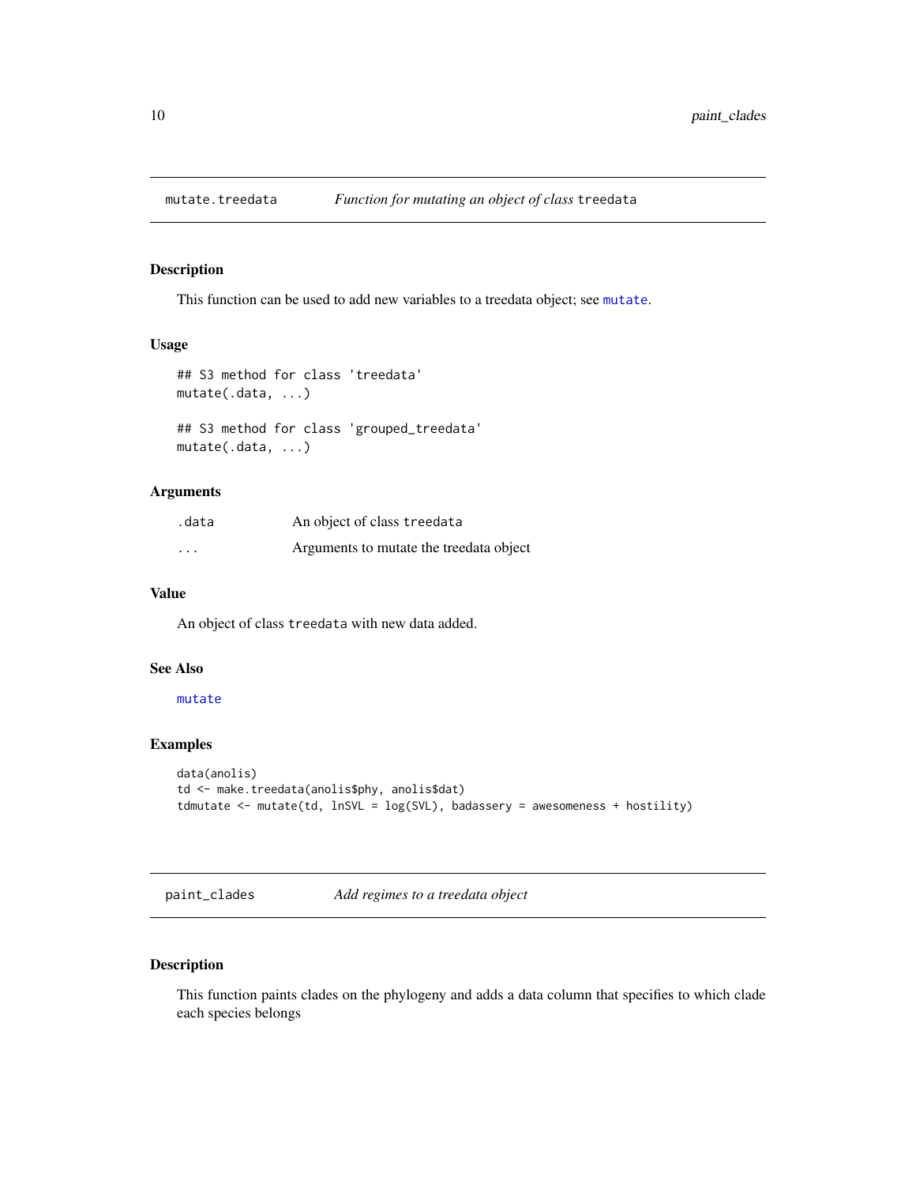## mutate.treedata — *Function for mutating an object of class* `treedata`

### Description

This function can be used to add new variables to a treedata object; see `mutate`.

### Usage

```
## S3 method for class 'treedata'
mutate(.data, ...)

## S3 method for class 'grouped_treedata'
mutate(.data, ...)
```

### Arguments

| | |
|---|---|
| `.data` | An object of class `treedata` |
| `...` | Arguments to mutate the treedata object |

### Value

An object of class `treedata` with new data added.

### See Also

`mutate`

### Examples

```
data(anolis)
td <- make.treedata(anolis$phy, anolis$dat)
tdmutate <- mutate(td, lnSVL = log(SVL), badassery = awesomeness + hostility)
```

## paint_clades — *Add regimes to a treedata object*

### Description

This function paints clades on the phylogeny and adds a data column that specifies to which clade each species belongs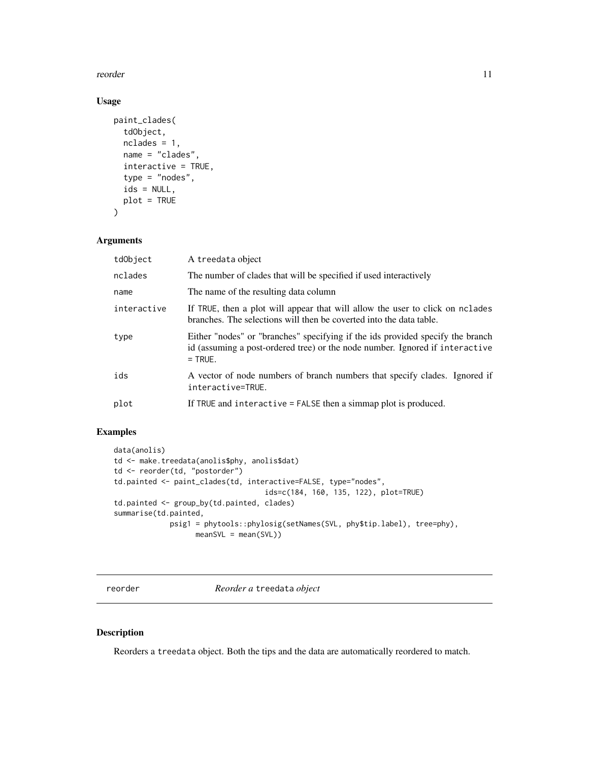## Usage

```
paint_clades(
  tdObject,
  nclades = 1,
  name = "clades",
  interactive = TRUE,
  type = "nodes",
  ids = NULL,
  plot = TRUE
)
```

## Arguments

| | |
|---|---|
| tdObject | A treedata object |
| nclades | The number of clades that will be specified if used interactively |
| name | The name of the resulting data column |
| interactive | If TRUE, then a plot will appear that will allow the user to click on nclades branches. The selections will then be coverted into the data table. |
| type | Either "nodes" or "branches" specifying if the ids provided specify the branch id (assuming a post-ordered tree) or the node number. Ignored if interactive = TRUE. |
| ids | A vector of node numbers of branch numbers that specify clades. Ignored if interactive=TRUE. |
| plot | If TRUE and interactive = FALSE then a simmap plot is produced. |

## Examples

```
data(anolis)
td <- make.treedata(anolis$phy, anolis$dat)
td <- reorder(td, "postorder")
td.painted <- paint_clades(td, interactive=FALSE, type="nodes",
                                  ids=c(184, 160, 135, 122), plot=TRUE)
td.painted <- group_by(td.painted, clades)
summarise(td.painted,
             psig1 = phytools::phylosig(setNames(SVL, phy$tip.label), tree=phy),
                   meanSVL = mean(SVL))
```

---

# reorder *Reorder a* treedata *object*

## Description

Reorders a treedata object. Both the tips and the data are automatically reordered to match.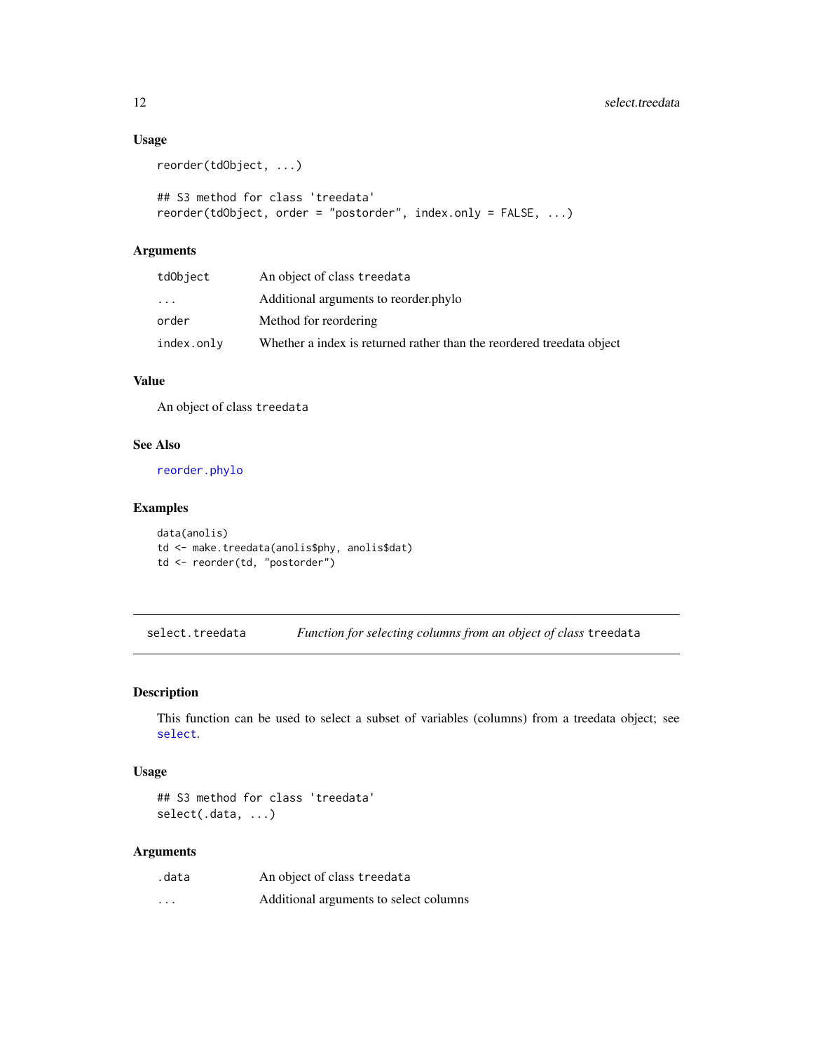### Usage

```
reorder(tdObject, ...)

## S3 method for class 'treedata'
reorder(tdObject, order = "postorder", index.only = FALSE, ...)
```

### Arguments

| | |
|---|---|
| tdObject | An object of class treedata |
| ... | Additional arguments to reorder.phylo |
| order | Method for reordering |
| index.only | Whether a index is returned rather than the reordered treedata object |

### Value

An object of class treedata

### See Also

reorder.phylo

### Examples

```
data(anolis)
td <- make.treedata(anolis$phy, anolis$dat)
td <- reorder(td, "postorder")
```

---

## select.treedata — *Function for selecting columns from an object of class* treedata

### Description

This function can be used to select a subset of variables (columns) from a treedata object; see select.

### Usage

```
## S3 method for class 'treedata'
select(.data, ...)
```

### Arguments

| | |
|---|---|
| .data | An object of class treedata |
| ... | Additional arguments to select columns |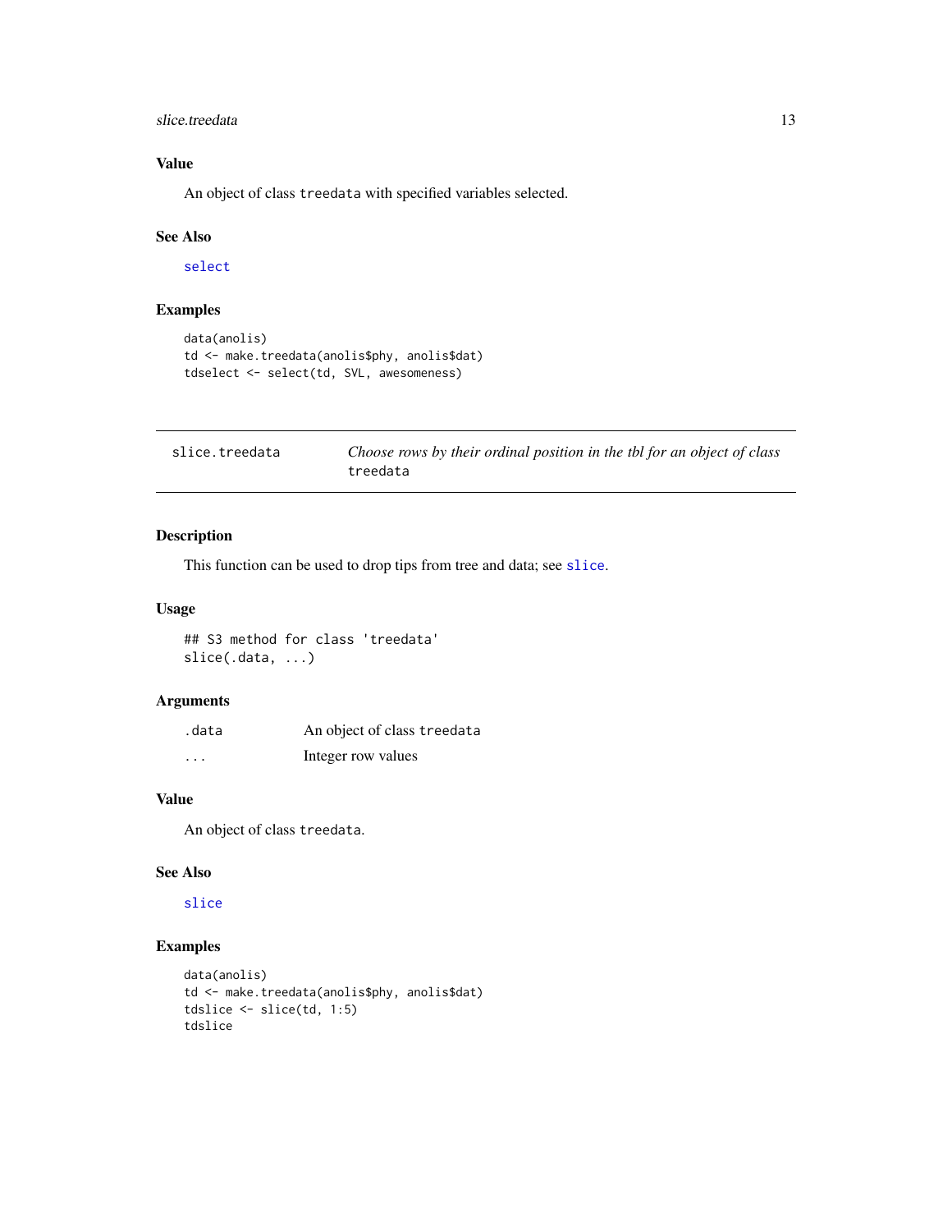### Value

An object of class `treedata` with specified variables selected.

### See Also

`select`

### Examples

```
data(anolis)
td <- make.treedata(anolis$phy, anolis$dat)
tdselect <- select(td, SVL, awesomeness)
```

---

## slice.treedata — *Choose rows by their ordinal position in the tbl for an object of class* `treedata`

---

### Description

This function can be used to drop tips from tree and data; see `slice`.

### Usage

```
## S3 method for class 'treedata'
slice(.data, ...)
```

### Arguments

| | |
|---|---|
| `.data` | An object of class `treedata` |
| `...` | Integer row values |

### Value

An object of class `treedata`.

### See Also

`slice`

### Examples

```
data(anolis)
td <- make.treedata(anolis$phy, anolis$dat)
tdslice <- slice(td, 1:5)
tdslice
```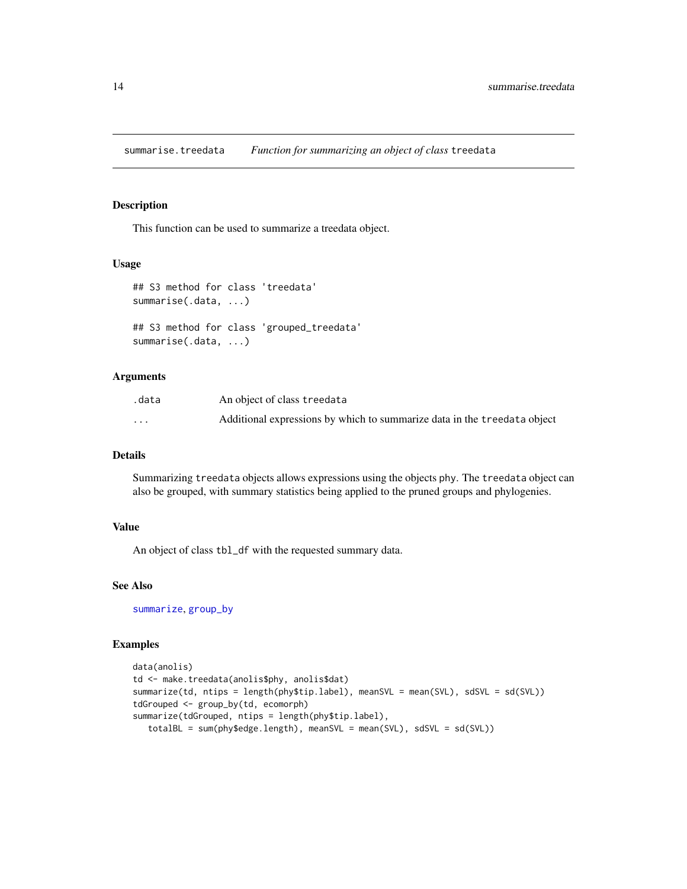# summarise.treedata *Function for summarizing an object of class* `treedata`

## Description

This function can be used to summarize a treedata object.

## Usage

```
## S3 method for class 'treedata'
summarise(.data, ...)

## S3 method for class 'grouped_treedata'
summarise(.data, ...)
```

## Arguments

| | |
|---|---|
| `.data` | An object of class `treedata` |
| `...` | Additional expressions by which to summarize data in the `treedata` object |

## Details

Summarizing `treedata` objects allows expressions using the objects `phy`. The `treedata` object can also be grouped, with summary statistics being applied to the pruned groups and phylogenies.

## Value

An object of class `tbl_df` with the requested summary data.

## See Also

`summarize`, `group_by`

## Examples

```
data(anolis)
td <- make.treedata(anolis$phy, anolis$dat)
summarize(td, ntips = length(phy$tip.label), meanSVL = mean(SVL), sdSVL = sd(SVL))
tdGrouped <- group_by(td, ecomorph)
summarize(tdGrouped, ntips = length(phy$tip.label),
   totalBL = sum(phy$edge.length), meanSVL = mean(SVL), sdSVL = sd(SVL))
```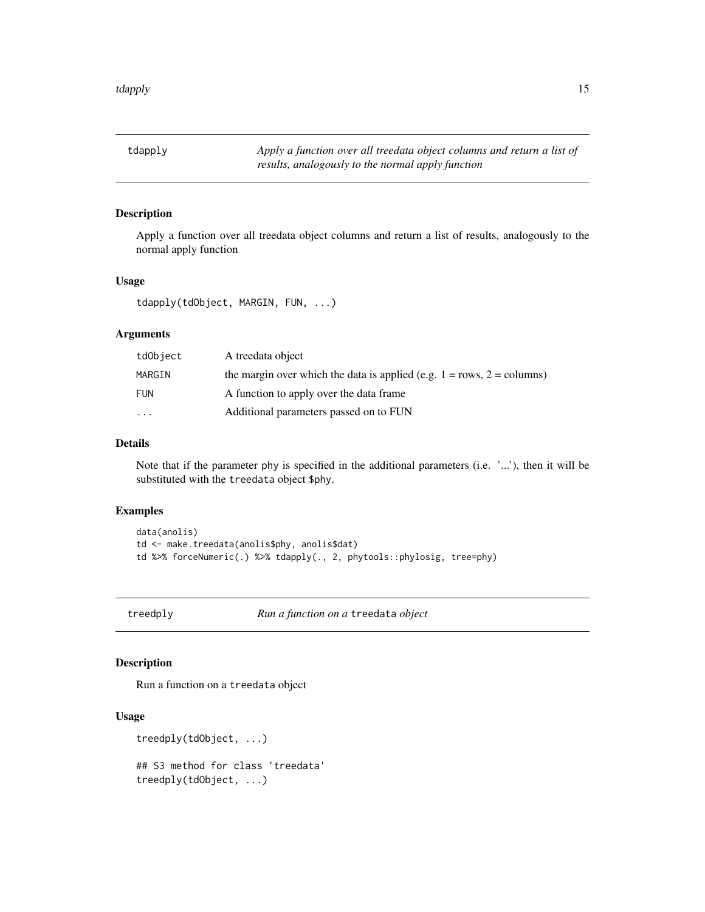## tdapply

*Apply a function over all treedata object columns and return a list of results, analogously to the normal apply function*

### Description

Apply a function over all treedata object columns and return a list of results, analogously to the normal apply function

### Usage

```
tdapply(tdObject, MARGIN, FUN, ...)
```

### Arguments

| | |
|---|---|
| tdObject | A treedata object |
| MARGIN | the margin over which the data is applied (e.g. 1 = rows, 2 = columns) |
| FUN | A function to apply over the data frame |
| ... | Additional parameters passed on to FUN |

### Details

Note that if the parameter phy is specified in the additional parameters (i.e. '...'), then it will be substituted with the treedata object $phy.

### Examples

```
data(anolis)
td <- make.treedata(anolis$phy, anolis$dat)
td %>% forceNumeric(.) %>% tdapply(., 2, phytools::phylosig, tree=phy)
```

## treedply

*Run a function on a* treedata *object*

### Description

Run a function on a treedata object

### Usage

```
treedply(tdObject, ...)

## S3 method for class 'treedata'
treedply(tdObject, ...)
```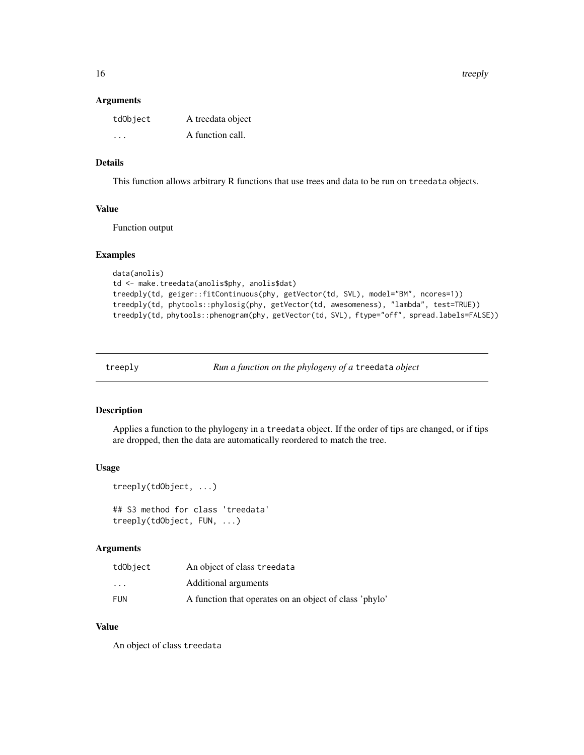### Arguments

| | |
|---|---|
| tdObject | A treedata object |
| ... | A function call. |

### Details

This function allows arbitrary R functions that use trees and data to be run on `treedata` objects.

### Value

Function output

### Examples

```
data(anolis)
td <- make.treedata(anolis$phy, anolis$dat)
treedply(td, geiger::fitContinuous(phy, getVector(td, SVL), model="BM", ncores=1))
treedply(td, phytools::phylosig(phy, getVector(td, awesomeness), "lambda", test=TRUE))
treedply(td, phytools::phenogram(phy, getVector(td, SVL), ftype="off", spread.labels=FALSE))
```

---

## treeply — *Run a function on the phylogeny of a* `treedata` *object*

### Description

Applies a function to the phylogeny in a `treedata` object. If the order of tips are changed, or if tips are dropped, then the data are automatically reordered to match the tree.

### Usage

```
treeply(tdObject, ...)

## S3 method for class 'treedata'
treeply(tdObject, FUN, ...)
```

### Arguments

| | |
|---|---|
| tdObject | An object of class `treedata` |
| ... | Additional arguments |
| FUN | A function that operates on an object of class 'phylo' |

### Value

An object of class `treedata`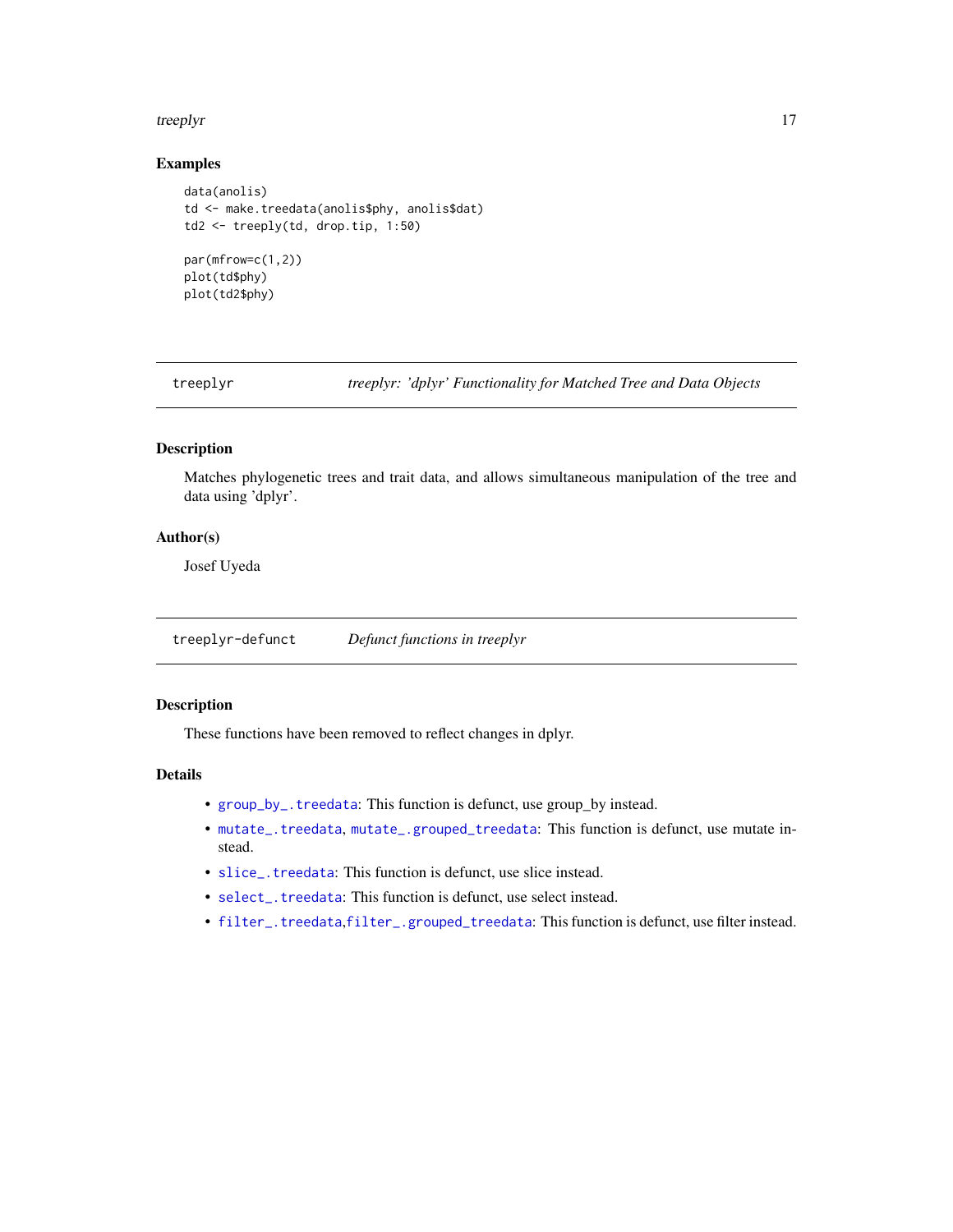### Examples

```
data(anolis)
td <- make.treedata(anolis$phy, anolis$dat)
td2 <- treeply(td, drop.tip, 1:50)

par(mfrow=c(1,2))
plot(td$phy)
plot(td2$phy)
```

---

## treeplyr — *treeplyr: 'dplyr' Functionality for Matched Tree and Data Objects*

### Description

Matches phylogenetic trees and trait data, and allows simultaneous manipulation of the tree and data using 'dplyr'.

### Author(s)

Josef Uyeda

---

## treeplyr-defunct — *Defunct functions in treeplyr*

### Description

These functions have been removed to reflect changes in dplyr.

### Details

- `group_by_.treedata`: This function is defunct, use group_by instead.
- `mutate_.treedata`, `mutate_.grouped_treedata`: This function is defunct, use mutate instead.
- `slice_.treedata`: This function is defunct, use slice instead.
- `select_.treedata`: This function is defunct, use select instead.
- `filter_.treedata`,`filter_.grouped_treedata`: This function is defunct, use filter instead.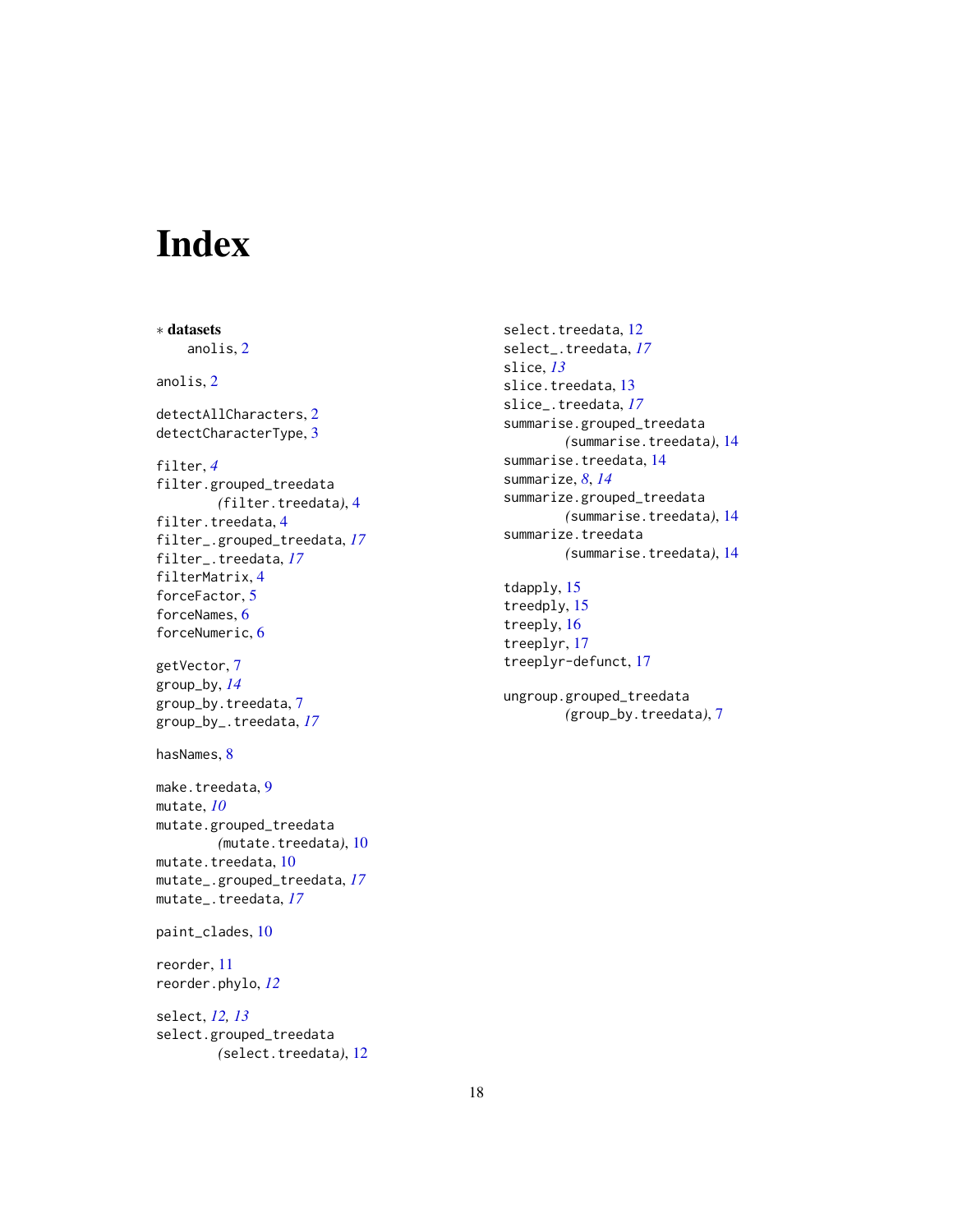# Index

∗ **datasets**
  anolis, 2

anolis, 2

detectAllCharacters, 2
detectCharacterType, 3

filter, *4*
filter.grouped_treedata
  *(*filter.treedata*)*, 4
filter.treedata, 4
filter_.grouped_treedata, *17*
filter_.treedata, *17*
filterMatrix, 4
forceFactor, 5
forceNames, 6
forceNumeric, 6

getVector, 7
group_by, *14*
group_by.treedata, 7
group_by_.treedata, *17*

hasNames, 8

make.treedata, 9
mutate, *10*
mutate.grouped_treedata
  *(*mutate.treedata*)*, 10
mutate.treedata, 10
mutate_.grouped_treedata, *17*
mutate_.treedata, *17*

paint_clades, 10

reorder, 11
reorder.phylo, *12*

select, *12*, *13*
select.grouped_treedata
  *(*select.treedata*)*, 12
select.treedata, 12
select_.treedata, *17*
slice, *13*
slice.treedata, 13
slice_.treedata, *17*
summarise.grouped_treedata
  *(*summarise.treedata*)*, 14
summarise.treedata, 14
summarize, *8*, *14*
summarize.grouped_treedata
  *(*summarise.treedata*)*, 14
summarize.treedata
  *(*summarise.treedata*)*, 14

tdapply, 15
treedply, 15
treeply, 16
treeplyr, 17
treeplyr-defunct, 17

ungroup.grouped_treedata
  *(*group_by.treedata*)*, 7